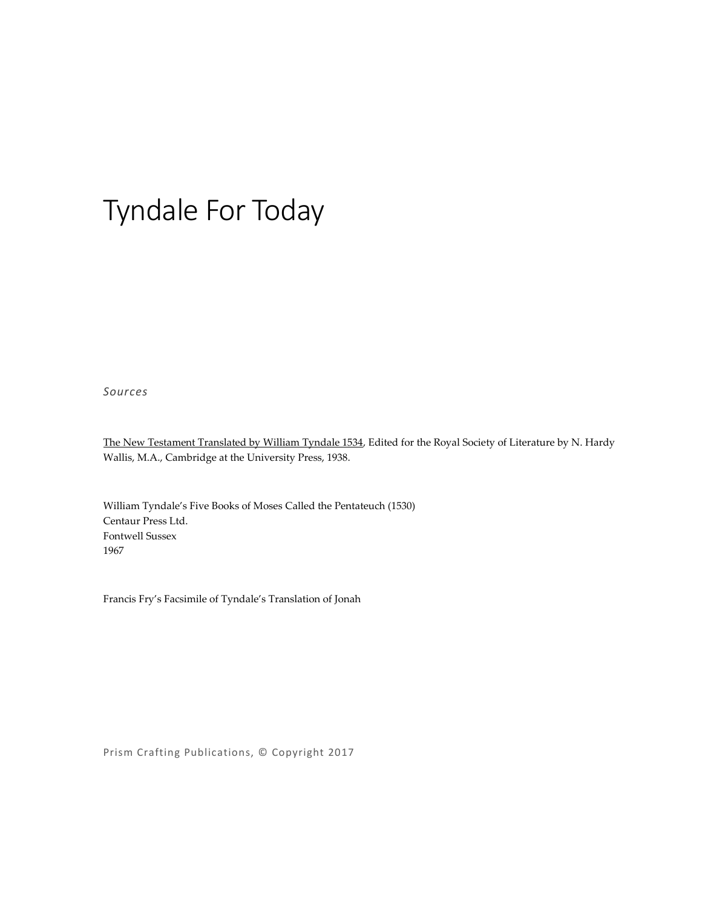# Tyndale For Today

*Sources*

The New Testament Translated by William Tyndale 1534, Edited for the Royal Society of Literature by N. Hardy Wallis, M.A., Cambridge at the University Press, 1938.

William Tyndale's Five Books of Moses Called the Pentateuch (1530)
Centaur Press Ltd.
Fontwell Sussex
1967

Francis Fry's Facsimile of Tyndale's Translation of Jonah

Prism Crafting Publications, © Copyright 2017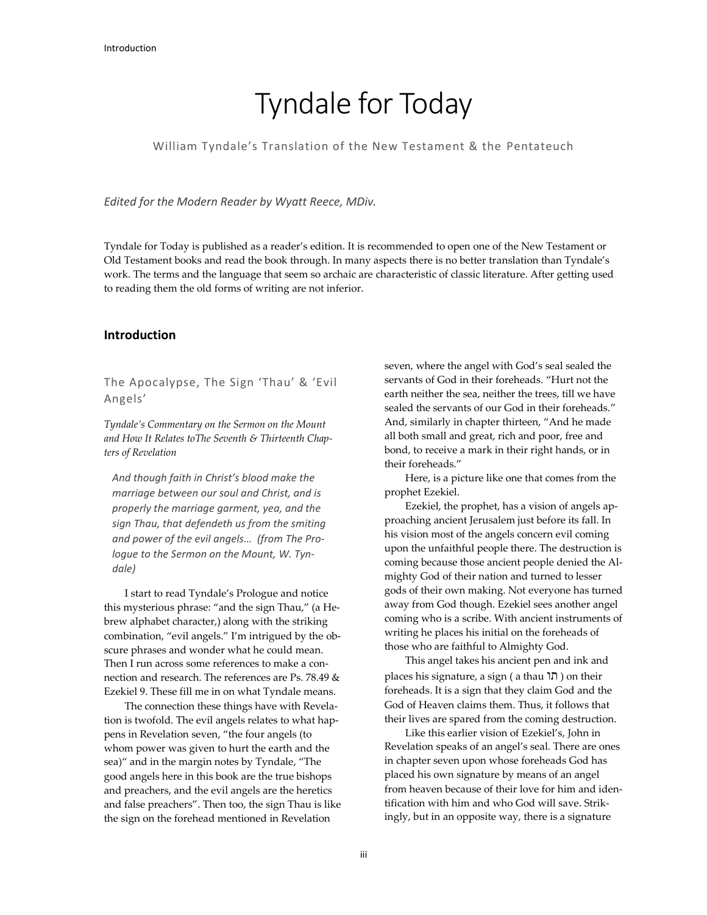# Tyndale for Today

William Tyndale's Translation of the New Testament & the Pentateuch

*Edited for the Modern Reader by Wyatt Reece, MDiv.*

Tyndale for Today is published as a reader's edition. It is recommended to open one of the New Testament or Old Testament books and read the book through. In many aspects there is no better translation than Tyndale's work. The terms and the language that seem so archaic are characteristic of classic literature. After getting used to reading them the old forms of writing are not inferior.

## Introduction

### The Apocalypse, The Sign 'Thau' & 'Evil Angels'

*Tyndale's Commentary on the Sermon on the Mount and How It Relates toThe Seventh & Thirteenth Chapters of Revelation*

> *And though faith in Christ's blood make the marriage between our soul and Christ, and is properly the marriage garment, yea, and the sign Thau, that defendeth us from the smiting and power of the evil angels… (from The Prologue to the Sermon on the Mount, W. Tyndale)*

I start to read Tyndale's Prologue and notice this mysterious phrase: "and the sign Thau," (a Hebrew alphabet character,) along with the striking combination, "evil angels." I'm intrigued by the obscure phrases and wonder what he could mean. Then I run across some references to make a connection and research. The references are Ps. 78.49 & Ezekiel 9. These fill me in on what Tyndale means.

The connection these things have with Revelation is twofold. The evil angels relates to what happens in Revelation seven, "the four angels (to whom power was given to hurt the earth and the sea)" and in the margin notes by Tyndale, "The good angels here in this book are the true bishops and preachers, and the evil angels are the heretics and false preachers". Then too, the sign Thau is like the sign on the forehead mentioned in Revelation seven, where the angel with God's seal sealed the servants of God in their foreheads. "Hurt not the earth neither the sea, neither the trees, till we have sealed the servants of our God in their foreheads." And, similarly in chapter thirteen, "And he made all both small and great, rich and poor, free and bond, to receive a mark in their right hands, or in their foreheads."

Here, is a picture like one that comes from the prophet Ezekiel.

Ezekiel, the prophet, has a vision of angels approaching ancient Jerusalem just before its fall. In his vision most of the angels concern evil coming upon the unfaithful people there. The destruction is coming because those ancient people denied the Almighty God of their nation and turned to lesser gods of their own making. Not everyone has turned away from God though. Ezekiel sees another angel coming who is a scribe. With ancient instruments of writing he places his initial on the foreheads of those who are faithful to Almighty God.

This angel takes his ancient pen and ink and places his signature, a sign ( a thau תו ) on their foreheads. It is a sign that they claim God and the God of Heaven claims them. Thus, it follows that their lives are spared from the coming destruction.

Like this earlier vision of Ezekiel's, John in Revelation speaks of an angel's seal. There are ones in chapter seven upon whose foreheads God has placed his own signature by means of an angel from heaven because of their love for him and identification with him and who God will save. Strikingly, but in an opposite way, there is a signature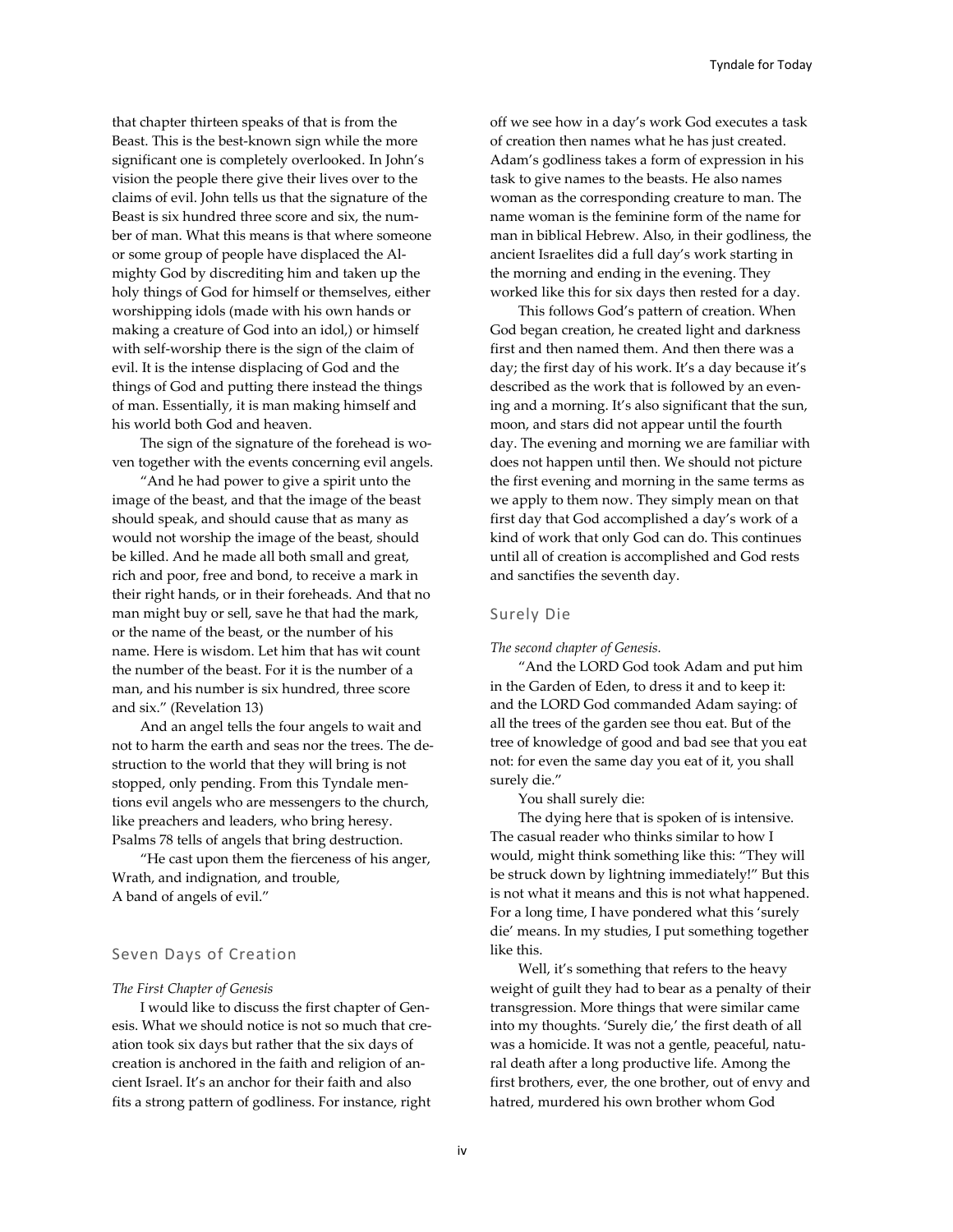that chapter thirteen speaks of that is from the Beast. This is the best-known sign while the more significant one is completely overlooked. In John's vision the people there give their lives over to the claims of evil. John tells us that the signature of the Beast is six hundred three score and six, the number of man. What this means is that where someone or some group of people have displaced the Almighty God by discrediting him and taken up the holy things of God for himself or themselves, either worshipping idols (made with his own hands or making a creature of God into an idol,) or himself with self-worship there is the sign of the claim of evil. It is the intense displacing of God and the things of God and putting there instead the things of man. Essentially, it is man making himself and his world both God and heaven.

The sign of the signature of the forehead is woven together with the events concerning evil angels.

"And he had power to give a spirit unto the image of the beast, and that the image of the beast should speak, and should cause that as many as would not worship the image of the beast, should be killed. And he made all both small and great, rich and poor, free and bond, to receive a mark in their right hands, or in their foreheads. And that no man might buy or sell, save he that had the mark, or the name of the beast, or the number of his name. Here is wisdom. Let him that has wit count the number of the beast. For it is the number of a man, and his number is six hundred, three score and six." (Revelation 13)

And an angel tells the four angels to wait and not to harm the earth and seas nor the trees. The destruction to the world that they will bring is not stopped, only pending. From this Tyndale mentions evil angels who are messengers to the church, like preachers and leaders, who bring heresy. Psalms 78 tells of angels that bring destruction.

"He cast upon them the fierceness of his anger,
Wrath, and indignation, and trouble,
A band of angels of evil."

## Seven Days of Creation

*The First Chapter of Genesis*

I would like to discuss the first chapter of Genesis. What we should notice is not so much that creation took six days but rather that the six days of creation is anchored in the faith and religion of ancient Israel. It's an anchor for their faith and also fits a strong pattern of godliness. For instance, right off we see how in a day's work God executes a task of creation then names what he has just created. Adam's godliness takes a form of expression in his task to give names to the beasts. He also names woman as the corresponding creature to man. The name woman is the feminine form of the name for man in biblical Hebrew. Also, in their godliness, the ancient Israelites did a full day's work starting in the morning and ending in the evening. They worked like this for six days then rested for a day.

This follows God's pattern of creation. When God began creation, he created light and darkness first and then named them. And then there was a day; the first day of his work. It's a day because it's described as the work that is followed by an evening and a morning. It's also significant that the sun, moon, and stars did not appear until the fourth day. The evening and morning we are familiar with does not happen until then. We should not picture the first evening and morning in the same terms as we apply to them now. They simply mean on that first day that God accomplished a day's work of a kind of work that only God can do. This continues until all of creation is accomplished and God rests and sanctifies the seventh day.

## Surely Die

*The second chapter of Genesis.*

"And the LORD God took Adam and put him in the Garden of Eden, to dress it and to keep it: and the LORD God commanded Adam saying: of all the trees of the garden see thou eat. But of the tree of knowledge of good and bad see that you eat not: for even the same day you eat of it, you shall surely die."

You shall surely die:

The dying here that is spoken of is intensive. The casual reader who thinks similar to how I would, might think something like this: "They will be struck down by lightning immediately!" But this is not what it means and this is not what happened. For a long time, I have pondered what this 'surely die' means. In my studies, I put something together like this.

Well, it's something that refers to the heavy weight of guilt they had to bear as a penalty of their transgression. More things that were similar came into my thoughts. 'Surely die,' the first death of all was a homicide. It was not a gentle, peaceful, natural death after a long productive life. Among the first brothers, ever, the one brother, out of envy and hatred, murdered his own brother whom God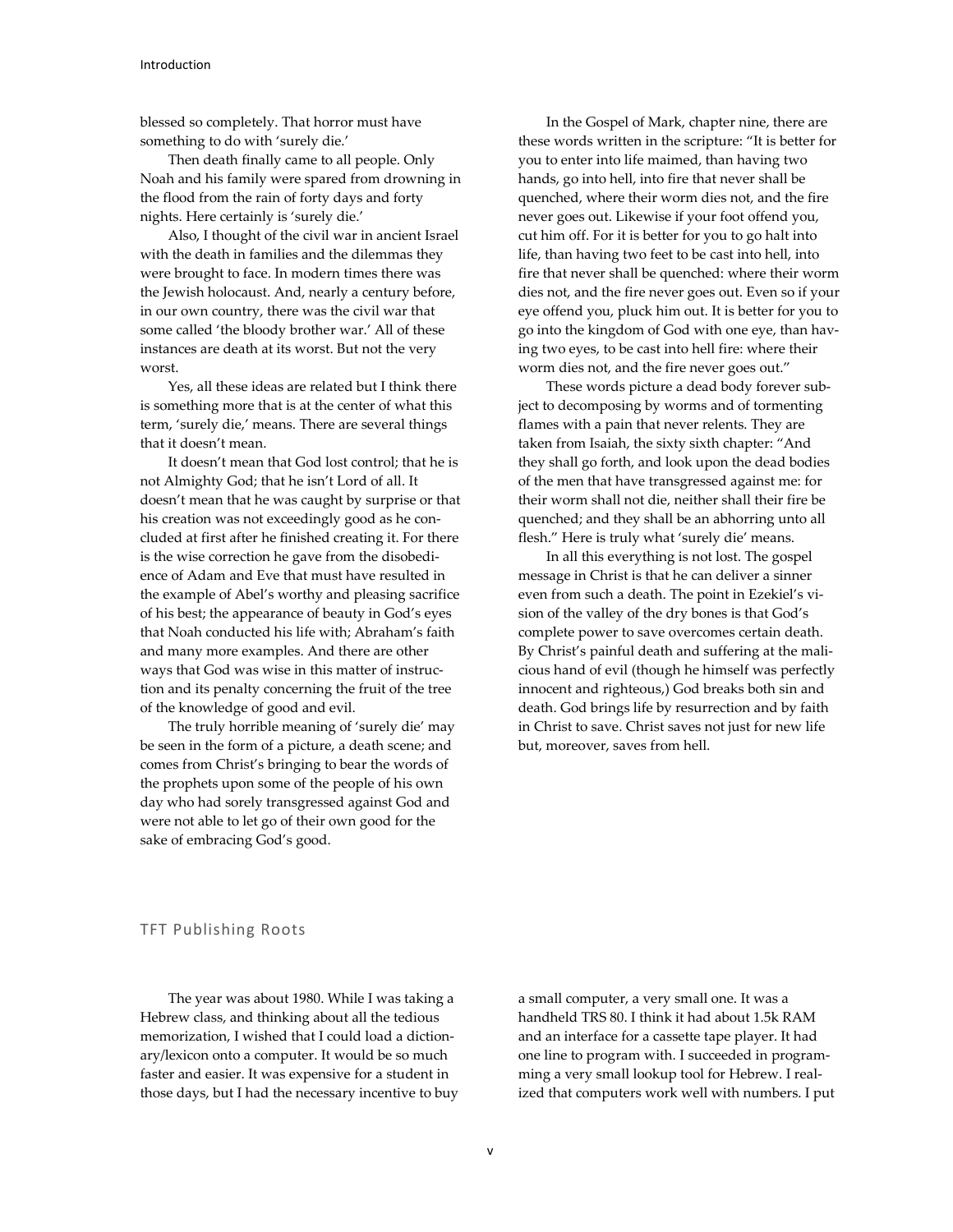blessed so completely. That horror must have something to do with 'surely die.'

Then death finally came to all people. Only Noah and his family were spared from drowning in the flood from the rain of forty days and forty nights. Here certainly is 'surely die.'

Also, I thought of the civil war in ancient Israel with the death in families and the dilemmas they were brought to face. In modern times there was the Jewish holocaust. And, nearly a century before, in our own country, there was the civil war that some called 'the bloody brother war.' All of these instances are death at its worst. But not the very worst.

Yes, all these ideas are related but I think there is something more that is at the center of what this term, 'surely die,' means. There are several things that it doesn't mean.

It doesn't mean that God lost control; that he is not Almighty God; that he isn't Lord of all. It doesn't mean that he was caught by surprise or that his creation was not exceedingly good as he concluded at first after he finished creating it. For there is the wise correction he gave from the disobedience of Adam and Eve that must have resulted in the example of Abel's worthy and pleasing sacrifice of his best; the appearance of beauty in God's eyes that Noah conducted his life with; Abraham's faith and many more examples. And there are other ways that God was wise in this matter of instruction and its penalty concerning the fruit of the tree of the knowledge of good and evil.

The truly horrible meaning of 'surely die' may be seen in the form of a picture, a death scene; and comes from Christ's bringing to bear the words of the prophets upon some of the people of his own day who had sorely transgressed against God and were not able to let go of their own good for the sake of embracing God's good.

In the Gospel of Mark, chapter nine, there are these words written in the scripture: "It is better for you to enter into life maimed, than having two hands, go into hell, into fire that never shall be quenched, where their worm dies not, and the fire never goes out. Likewise if your foot offend you, cut him off. For it is better for you to go halt into life, than having two feet to be cast into hell, into fire that never shall be quenched: where their worm dies not, and the fire never goes out. Even so if your eye offend you, pluck him out. It is better for you to go into the kingdom of God with one eye, than having two eyes, to be cast into hell fire: where their worm dies not, and the fire never goes out."

These words picture a dead body forever subject to decomposing by worms and of tormenting flames with a pain that never relents. They are taken from Isaiah, the sixty sixth chapter: "And they shall go forth, and look upon the dead bodies of the men that have transgressed against me: for their worm shall not die, neither shall their fire be quenched; and they shall be an abhorring unto all flesh." Here is truly what 'surely die' means.

In all this everything is not lost. The gospel message in Christ is that he can deliver a sinner even from such a death. The point in Ezekiel's vision of the valley of the dry bones is that God's complete power to save overcomes certain death. By Christ's painful death and suffering at the malicious hand of evil (though he himself was perfectly innocent and righteous,) God breaks both sin and death. God brings life by resurrection and by faith in Christ to save. Christ saves not just for new life but, moreover, saves from hell.

## TFT Publishing Roots

The year was about 1980. While I was taking a Hebrew class, and thinking about all the tedious memorization, I wished that I could load a dictionary/lexicon onto a computer. It would be so much faster and easier. It was expensive for a student in those days, but I had the necessary incentive to buy a small computer, a very small one. It was a handheld TRS 80. I think it had about 1.5k RAM and an interface for a cassette tape player. It had one line to program with. I succeeded in programming a very small lookup tool for Hebrew. I realized that computers work well with numbers. I put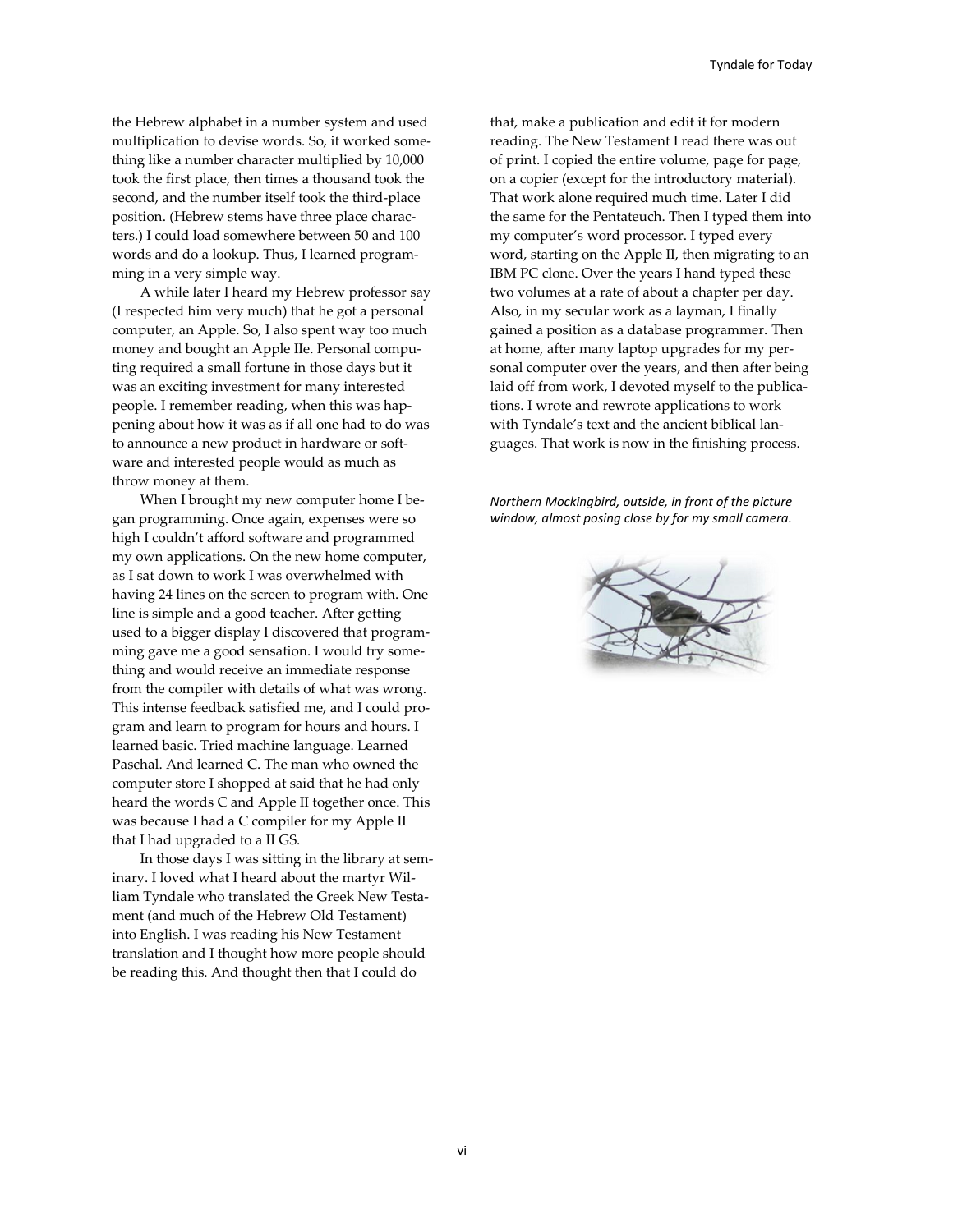the Hebrew alphabet in a number system and used multiplication to devise words. So, it worked something like a number character multiplied by 10,000 took the first place, then times a thousand took the second, and the number itself took the third-place position. (Hebrew stems have three place characters.) I could load somewhere between 50 and 100 words and do a lookup. Thus, I learned programming in a very simple way.

A while later I heard my Hebrew professor say (I respected him very much) that he got a personal computer, an Apple. So, I also spent way too much money and bought an Apple IIe. Personal computing required a small fortune in those days but it was an exciting investment for many interested people. I remember reading, when this was happening about how it was as if all one had to do was to announce a new product in hardware or software and interested people would as much as throw money at them.

When I brought my new computer home I began programming. Once again, expenses were so high I couldn't afford software and programmed my own applications. On the new home computer, as I sat down to work I was overwhelmed with having 24 lines on the screen to program with. One line is simple and a good teacher. After getting used to a bigger display I discovered that programming gave me a good sensation. I would try something and would receive an immediate response from the compiler with details of what was wrong. This intense feedback satisfied me, and I could program and learn to program for hours and hours. I learned basic. Tried machine language. Learned Paschal. And learned C. The man who owned the computer store I shopped at said that he had only heard the words C and Apple II together once. This was because I had a C compiler for my Apple II that I had upgraded to a II GS.

In those days I was sitting in the library at seminary. I loved what I heard about the martyr William Tyndale who translated the Greek New Testament (and much of the Hebrew Old Testament) into English. I was reading his New Testament translation and I thought how more people should be reading this. And thought then that I could do that, make a publication and edit it for modern reading. The New Testament I read there was out of print. I copied the entire volume, page for page, on a copier (except for the introductory material). That work alone required much time. Later I did the same for the Pentateuch. Then I typed them into my computer's word processor. I typed every word, starting on the Apple II, then migrating to an IBM PC clone. Over the years I hand typed these two volumes at a rate of about a chapter per day. Also, in my secular work as a layman, I finally gained a position as a database programmer. Then at home, after many laptop upgrades for my personal computer over the years, and then after being laid off from work, I devoted myself to the publications. I wrote and rewrote applications to work with Tyndale's text and the ancient biblical languages. That work is now in the finishing process.

*Northern Mockingbird, outside, in front of the picture window, almost posing close by for my small camera.*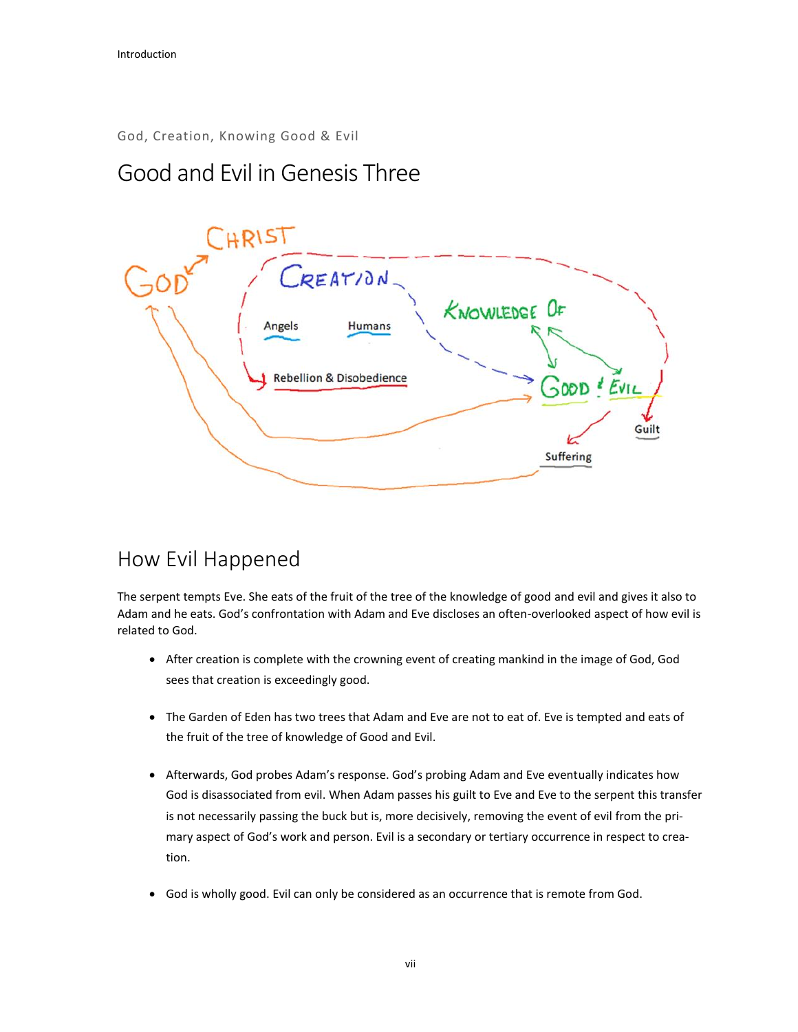God, Creation, Knowing Good & Evil

# Good and Evil in Genesis Three

## How Evil Happened

The serpent tempts Eve. She eats of the fruit of the tree of the knowledge of good and evil and gives it also to Adam and he eats. God's confrontation with Adam and Eve discloses an often-overlooked aspect of how evil is related to God.

- After creation is complete with the crowning event of creating mankind in the image of God, God sees that creation is exceedingly good.
- The Garden of Eden has two trees that Adam and Eve are not to eat of. Eve is tempted and eats of the fruit of the tree of knowledge of Good and Evil.
- Afterwards, God probes Adam's response. God's probing Adam and Eve eventually indicates how God is disassociated from evil. When Adam passes his guilt to Eve and Eve to the serpent this transfer is not necessarily passing the buck but is, more decisively, removing the event of evil from the primary aspect of God's work and person. Evil is a secondary or tertiary occurrence in respect to creation.
- God is wholly good. Evil can only be considered as an occurrence that is remote from God.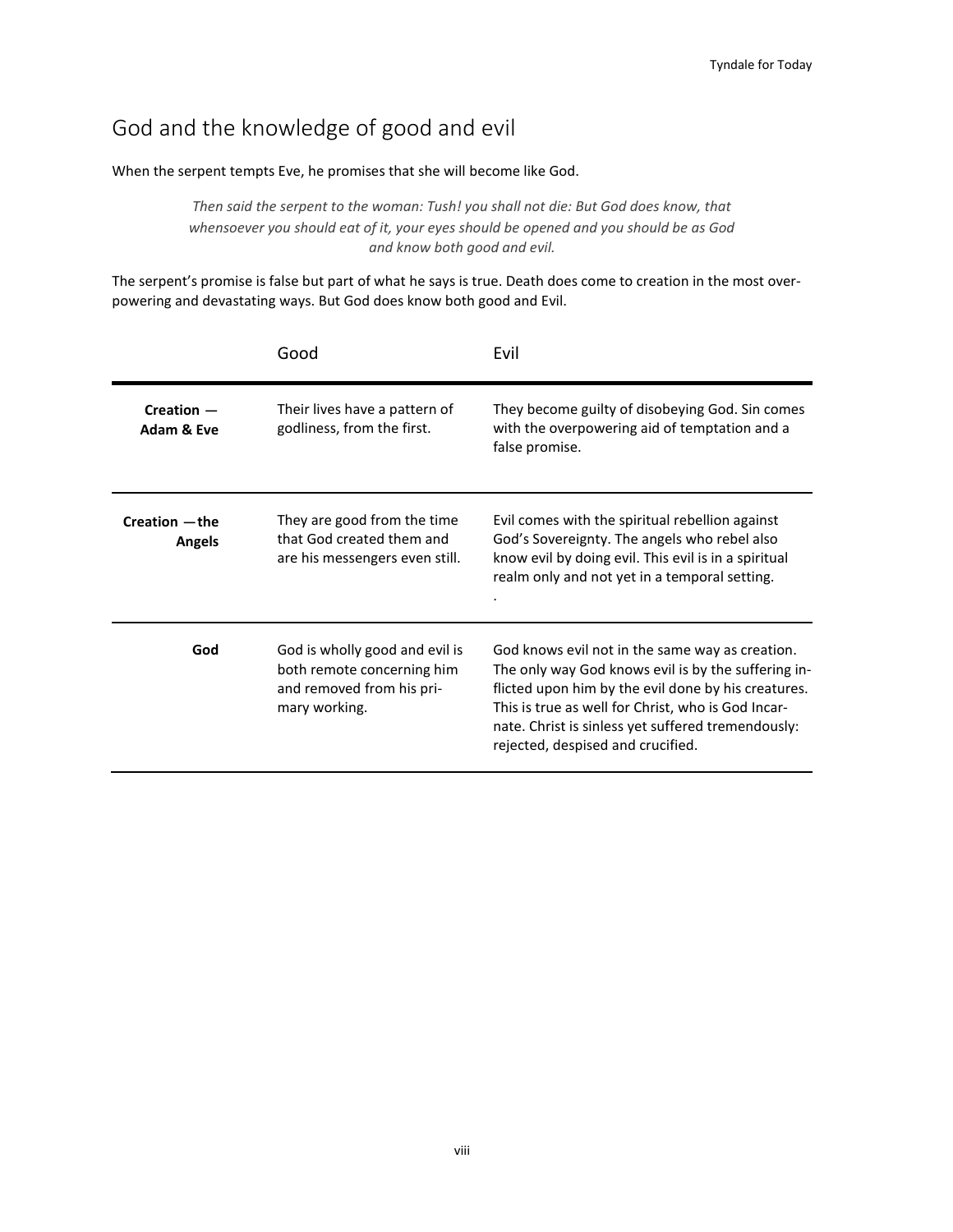## God and the knowledge of good and evil

When the serpent tempts Eve, he promises that she will become like God.

> *Then said the serpent to the woman: Tush! you shall not die: But God does know, that whensoever you should eat of it, your eyes should be opened and you should be as God and know both good and evil.*

The serpent's promise is false but part of what he says is true. Death does come to creation in the most overpowering and devastating ways. But God does know both good and Evil.

| | Good | Evil |
|---|---|---|
| **Creation — Adam & Eve** | Their lives have a pattern of godliness, from the first. | They become guilty of disobeying God. Sin comes with the overpowering aid of temptation and a false promise. |
| **Creation —the Angels** | They are good from the time that God created them and are his messengers even still. | Evil comes with the spiritual rebellion against God's Sovereignty. The angels who rebel also know evil by doing evil. This evil is in a spiritual realm only and not yet in a temporal setting. . |
| **God** | God is wholly good and evil is both remote concerning him and removed from his primary working. | God knows evil not in the same way as creation. The only way God knows evil is by the suffering inflicted upon him by the evil done by his creatures. This is true as well for Christ, who is God Incarnate. Christ is sinless yet suffered tremendously: rejected, despised and crucified. |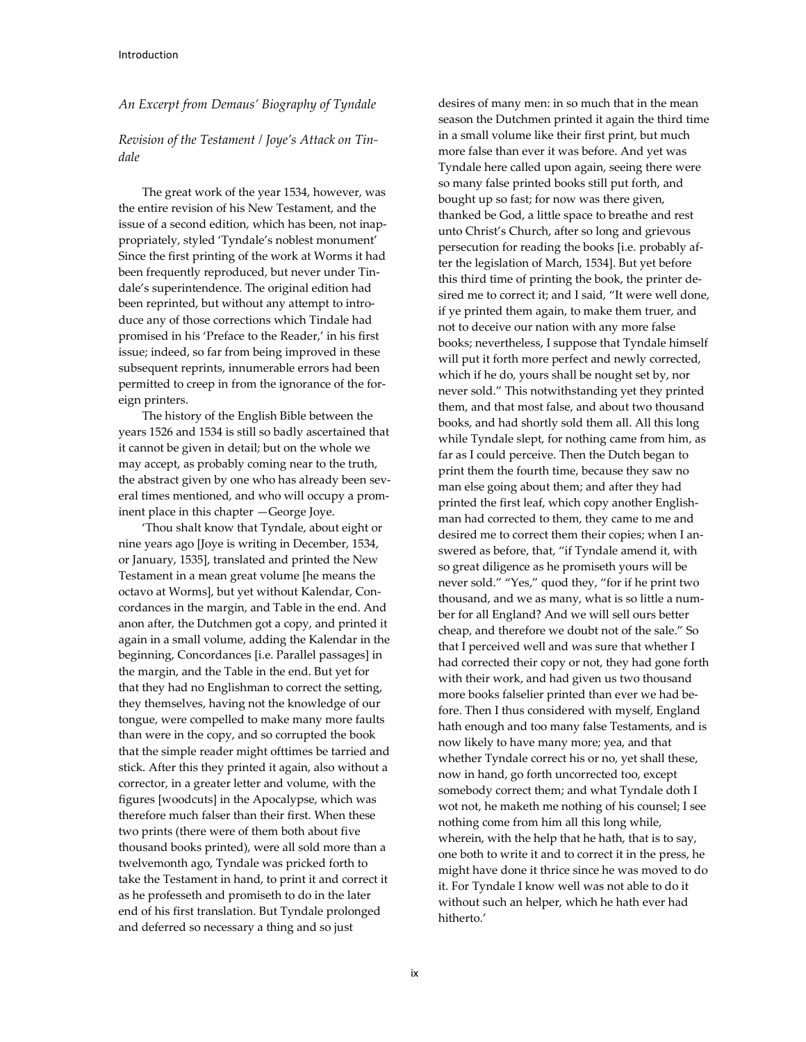*An Excerpt from Demaus' Biography of Tyndale*

*Revision of the Testament / Joye's Attack on Tindale*

The great work of the year 1534, however, was the entire revision of his New Testament, and the issue of a second edition, which has been, not inappropriately, styled 'Tyndale's noblest monument' Since the first printing of the work at Worms it had been frequently reproduced, but never under Tindale's superintendence. The original edition had been reprinted, but without any attempt to introduce any of those corrections which Tindale had promised in his 'Preface to the Reader,' in his first issue; indeed, so far from being improved in these subsequent reprints, innumerable errors had been permitted to creep in from the ignorance of the foreign printers.

The history of the English Bible between the years 1526 and 1534 is still so badly ascertained that it cannot be given in detail; but on the whole we may accept, as probably coming near to the truth, the abstract given by one who has already been several times mentioned, and who will occupy a prominent place in this chapter —George Joye.

'Thou shalt know that Tyndale, about eight or nine years ago [Joye is writing in December, 1534, or January, 1535], translated and printed the New Testament in a mean great volume [he means the octavo at Worms], but yet without Kalendar, Concordances in the margin, and Table in the end. And anon after, the Dutchmen got a copy, and printed it again in a small volume, adding the Kalendar in the beginning, Concordances [i.e. Parallel passages] in the margin, and the Table in the end. But yet for that they had no Englishman to correct the setting, they themselves, having not the knowledge of our tongue, were compelled to make many more faults than were in the copy, and so corrupted the book that the simple reader might ofttimes be tarried and stick. After this they printed it again, also without a corrector, in a greater letter and volume, with the figures [woodcuts] in the Apocalypse, which was therefore much falser than their first. When these two prints (there were of them both about five thousand books printed), were all sold more than a twelvemonth ago, Tyndale was pricked forth to take the Testament in hand, to print it and correct it as he professeth and promiseth to do in the later end of his first translation. But Tyndale prolonged and deferred so necessary a thing and so just desires of many men: in so much that in the mean season the Dutchmen printed it again the third time in a small volume like their first print, but much more false than ever it was before. And yet was Tyndale here called upon again, seeing there were so many false printed books still put forth, and bought up so fast; for now was there given, thanked be God, a little space to breathe and rest unto Christ's Church, after so long and grievous persecution for reading the books [i.e. probably after the legislation of March, 1534]. But yet before this third time of printing the book, the printer desired me to correct it; and I said, "It were well done, if ye printed them again, to make them truer, and not to deceive our nation with any more false books; nevertheless, I suppose that Tyndale himself will put it forth more perfect and newly corrected, which if he do, yours shall be nought set by, nor never sold." This notwithstanding yet they printed them, and that most false, and about two thousand books, and had shortly sold them all. All this long while Tyndale slept, for nothing came from him, as far as I could perceive. Then the Dutch began to print them the fourth time, because they saw no man else going about them; and after they had printed the first leaf, which copy another Englishman had corrected to them, they came to me and desired me to correct them their copies; when I answered as before, that, "if Tyndale amend it, with so great diligence as he promiseth yours will be never sold." "Yes," quod they, "for if he print two thousand, and we as many, what is so little a number for all England? And we will sell ours better cheap, and therefore we doubt not of the sale." So that I perceived well and was sure that whether I had corrected their copy or not, they had gone forth with their work, and had given us two thousand more books falselier printed than ever we had before. Then I thus considered with myself, England hath enough and too many false Testaments, and is now likely to have many more; yea, and that whether Tyndale correct his or no, yet shall these, now in hand, go forth uncorrected too, except somebody correct them; and what Tyndale doth I wot not, he maketh me nothing of his counsel; I see nothing come from him all this long while, wherein, with the help that he hath, that is to say, one both to write it and to correct it in the press, he might have done it thrice since he was moved to do it. For Tyndale I know well was not able to do it without such an helper, which he hath ever had hitherto.'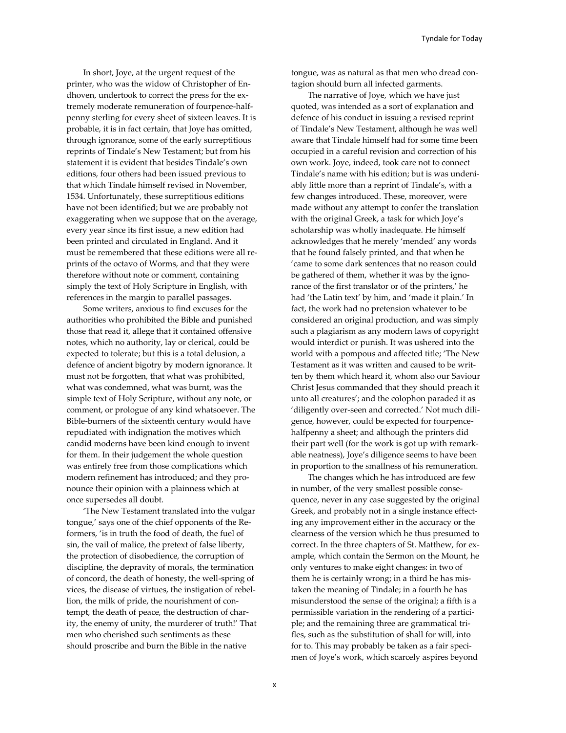In short, Joye, at the urgent request of the printer, who was the widow of Christopher of Endhoven, undertook to correct the press for the extremely moderate remuneration of fourpence-halfpenny sterling for every sheet of sixteen leaves. It is probable, it is in fact certain, that Joye has omitted, through ignorance, some of the early surreptitious reprints of Tindale's New Testament; but from his statement it is evident that besides Tindale's own editions, four others had been issued previous to that which Tindale himself revised in November, 1534. Unfortunately, these surreptitious editions have not been identified; but we are probably not exaggerating when we suppose that on the average, every year since its first issue, a new edition had been printed and circulated in England. And it must be remembered that these editions were all reprints of the octavo of Worms, and that they were therefore without note or comment, containing simply the text of Holy Scripture in English, with references in the margin to parallel passages.

Some writers, anxious to find excuses for the authorities who prohibited the Bible and punished those that read it, allege that it contained offensive notes, which no authority, lay or clerical, could be expected to tolerate; but this is a total delusion, a defence of ancient bigotry by modern ignorance. It must not be forgotten, that what was prohibited, what was condemned, what was burnt, was the simple text of Holy Scripture, without any note, or comment, or prologue of any kind whatsoever. The Bible-burners of the sixteenth century would have repudiated with indignation the motives which candid moderns have been kind enough to invent for them. In their judgement the whole question was entirely free from those complications which modern refinement has introduced; and they pronounce their opinion with a plainness which at once supersedes all doubt.

'The New Testament translated into the vulgar tongue,' says one of the chief opponents of the Reformers, 'is in truth the food of death, the fuel of sin, the vail of malice, the pretext of false liberty, the protection of disobedience, the corruption of discipline, the depravity of morals, the termination of concord, the death of honesty, the well-spring of vices, the disease of virtues, the instigation of rebellion, the milk of pride, the nourishment of contempt, the death of peace, the destruction of charity, the enemy of unity, the murderer of truth!' That men who cherished such sentiments as these should proscribe and burn the Bible in the native tongue, was as natural as that men who dread contagion should burn all infected garments.

The narrative of Joye, which we have just quoted, was intended as a sort of explanation and defence of his conduct in issuing a revised reprint of Tindale's New Testament, although he was well aware that Tindale himself had for some time been occupied in a careful revision and correction of his own work. Joye, indeed, took care not to connect Tindale's name with his edition; but is was undeniably little more than a reprint of Tindale's, with a few changes introduced. These, moreover, were made without any attempt to confer the translation with the original Greek, a task for which Joye's scholarship was wholly inadequate. He himself acknowledges that he merely 'mended' any words that he found falsely printed, and that when he 'came to some dark sentences that no reason could be gathered of them, whether it was by the ignorance of the first translator or of the printers,' he had 'the Latin text' by him, and 'made it plain.' In fact, the work had no pretension whatever to be considered an original production, and was simply such a plagiarism as any modern laws of copyright would interdict or punish. It was ushered into the world with a pompous and affected title; 'The New Testament as it was written and caused to be written by them which heard it, whom also our Saviour Christ Jesus commanded that they should preach it unto all creatures'; and the colophon paraded it as 'diligently over-seen and corrected.' Not much diligence, however, could be expected for fourpence-halfpenny a sheet; and although the printers did their part well (for the work is got up with remarkable neatness), Joye's diligence seems to have been in proportion to the smallness of his remuneration.

The changes which he has introduced are few in number, of the very smallest possible consequence, never in any case suggested by the original Greek, and probably not in a single instance effecting any improvement either in the accuracy or the clearness of the version which he thus presumed to correct. In the three chapters of St. Matthew, for example, which contain the Sermon on the Mount, he only ventures to make eight changes: in two of them he is certainly wrong; in a third he has mistaken the meaning of Tindale; in a fourth he has misunderstood the sense of the original; a fifth is a permissible variation in the rendering of a participle; and the remaining three are grammatical trifles, such as the substitution of shall for will, into for to. This may probably be taken as a fair specimen of Joye's work, which scarcely aspires beyond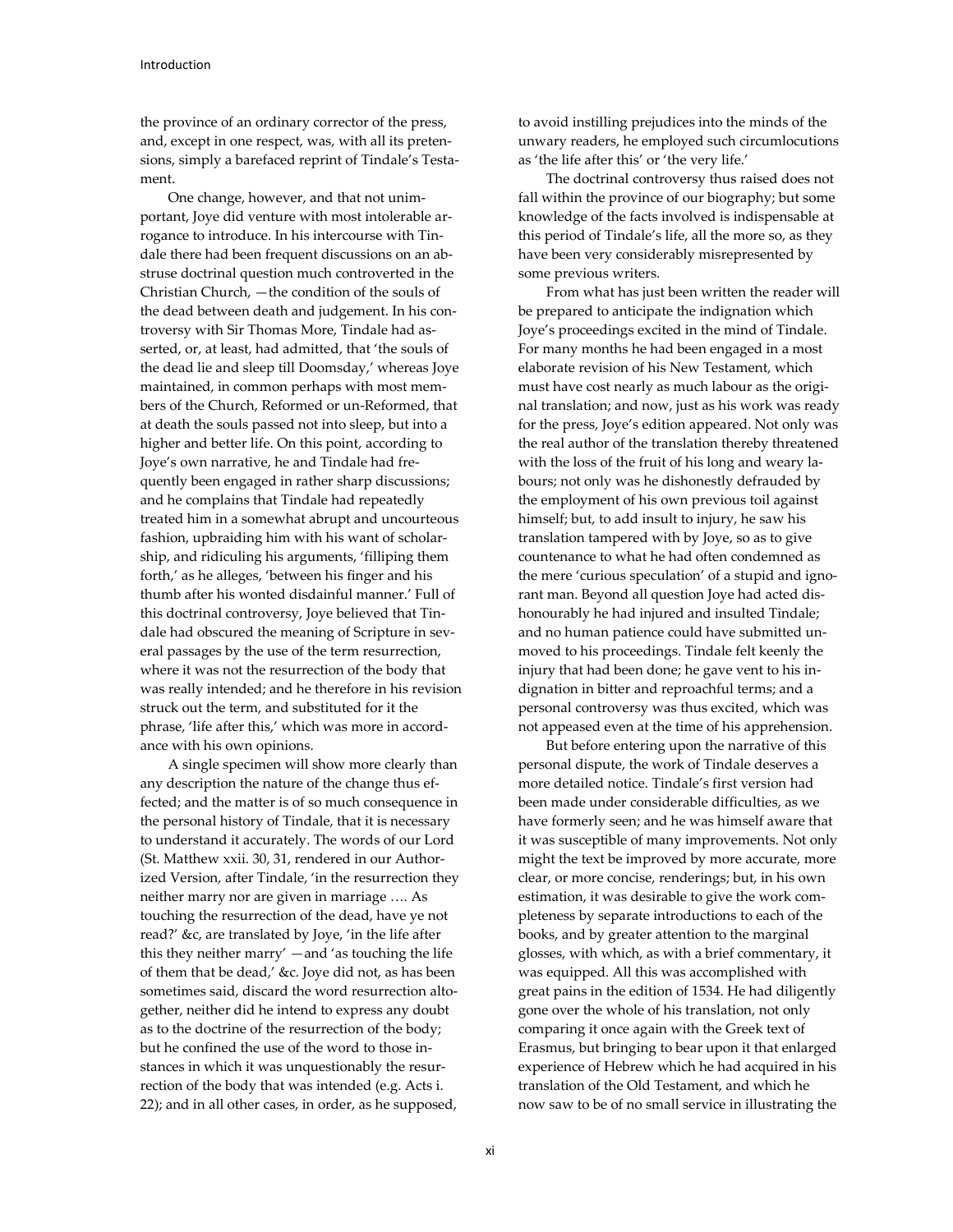the province of an ordinary corrector of the press, and, except in one respect, was, with all its pretensions, simply a barefaced reprint of Tindale's Testament.

One change, however, and that not unimportant, Joye did venture with most intolerable arrogance to introduce. In his intercourse with Tindale there had been frequent discussions on an abstruse doctrinal question much controverted in the Christian Church, —the condition of the souls of the dead between death and judgement. In his controversy with Sir Thomas More, Tindale had asserted, or, at least, had admitted, that 'the souls of the dead lie and sleep till Doomsday,' whereas Joye maintained, in common perhaps with most members of the Church, Reformed or un-Reformed, that at death the souls passed not into sleep, but into a higher and better life. On this point, according to Joye's own narrative, he and Tindale had frequently been engaged in rather sharp discussions; and he complains that Tindale had repeatedly treated him in a somewhat abrupt and uncourteous fashion, upbraiding him with his want of scholarship, and ridiculing his arguments, 'filliping them forth,' as he alleges, 'between his finger and his thumb after his wonted disdainful manner.' Full of this doctrinal controversy, Joye believed that Tindale had obscured the meaning of Scripture in several passages by the use of the term resurrection, where it was not the resurrection of the body that was really intended; and he therefore in his revision struck out the term, and substituted for it the phrase, 'life after this,' which was more in accordance with his own opinions.

A single specimen will show more clearly than any description the nature of the change thus effected; and the matter is of so much consequence in the personal history of Tindale, that it is necessary to understand it accurately. The words of our Lord (St. Matthew xxii. 30, 31, rendered in our Authorized Version, after Tindale, 'in the resurrection they neither marry nor are given in marriage …. As touching the resurrection of the dead, have ye not read?' &c, are translated by Joye, 'in the life after this they neither marry' —and 'as touching the life of them that be dead,' &c. Joye did not, as has been sometimes said, discard the word resurrection altogether, neither did he intend to express any doubt as to the doctrine of the resurrection of the body; but he confined the use of the word to those instances in which it was unquestionably the resurrection of the body that was intended (e.g. Acts i. 22); and in all other cases, in order, as he supposed, to avoid instilling prejudices into the minds of the unwary readers, he employed such circumlocutions as 'the life after this' or 'the very life.'

The doctrinal controversy thus raised does not fall within the province of our biography; but some knowledge of the facts involved is indispensable at this period of Tindale's life, all the more so, as they have been very considerably misrepresented by some previous writers.

From what has just been written the reader will be prepared to anticipate the indignation which Joye's proceedings excited in the mind of Tindale. For many months he had been engaged in a most elaborate revision of his New Testament, which must have cost nearly as much labour as the original translation; and now, just as his work was ready for the press, Joye's edition appeared. Not only was the real author of the translation thereby threatened with the loss of the fruit of his long and weary labours; not only was he dishonestly defrauded by the employment of his own previous toil against himself; but, to add insult to injury, he saw his translation tampered with by Joye, so as to give countenance to what he had often condemned as the mere 'curious speculation' of a stupid and ignorant man. Beyond all question Joye had acted dishonourably he had injured and insulted Tindale; and no human patience could have submitted unmoved to his proceedings. Tindale felt keenly the injury that had been done; he gave vent to his indignation in bitter and reproachful terms; and a personal controversy was thus excited, which was not appeased even at the time of his apprehension.

But before entering upon the narrative of this personal dispute, the work of Tindale deserves a more detailed notice. Tindale's first version had been made under considerable difficulties, as we have formerly seen; and he was himself aware that it was susceptible of many improvements. Not only might the text be improved by more accurate, more clear, or more concise, renderings; but, in his own estimation, it was desirable to give the work completeness by separate introductions to each of the books, and by greater attention to the marginal glosses, with which, as with a brief commentary, it was equipped. All this was accomplished with great pains in the edition of 1534. He had diligently gone over the whole of his translation, not only comparing it once again with the Greek text of Erasmus, but bringing to bear upon it that enlarged experience of Hebrew which he had acquired in his translation of the Old Testament, and which he now saw to be of no small service in illustrating the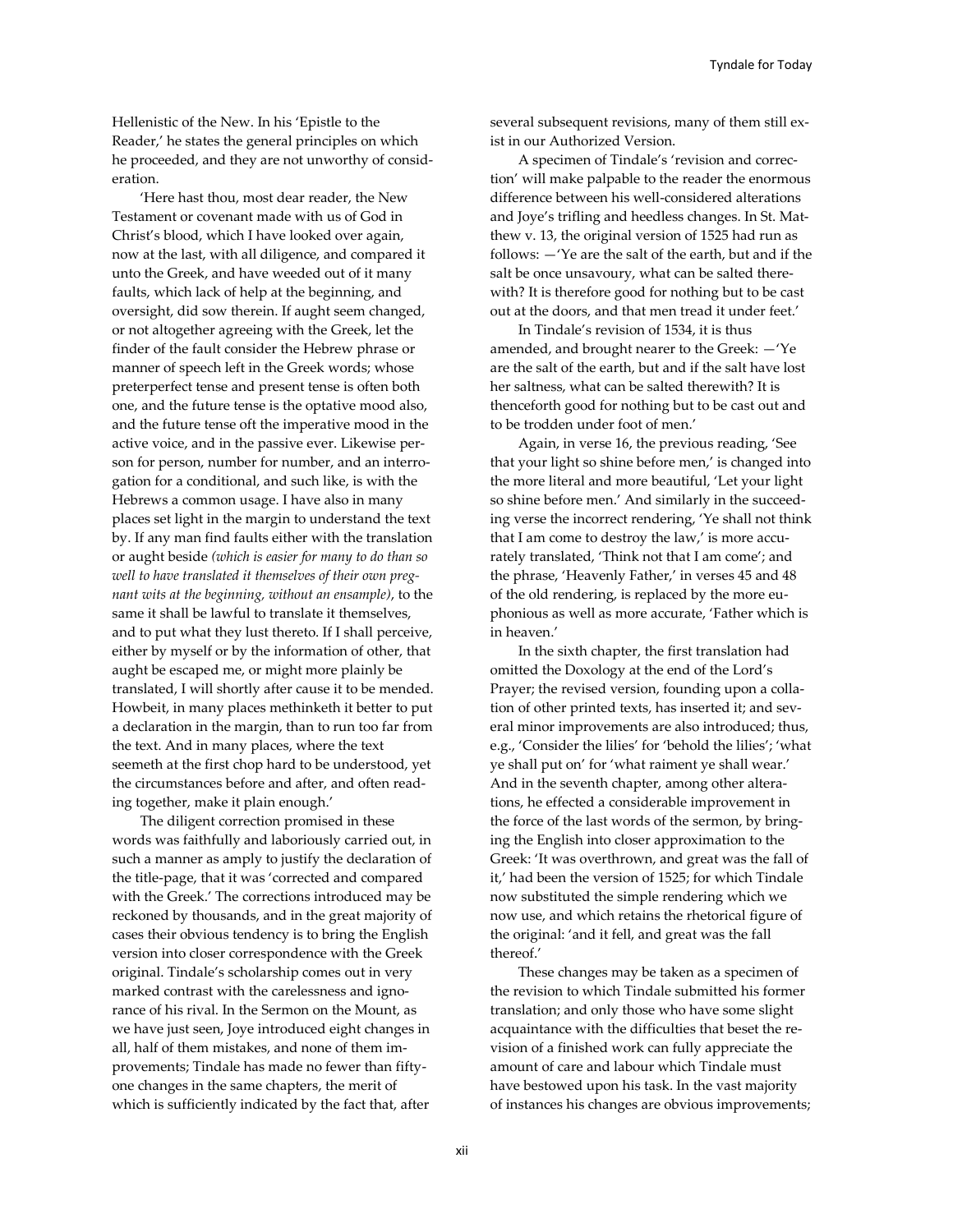Hellenistic of the New. In his 'Epistle to the Reader,' he states the general principles on which he proceeded, and they are not unworthy of consideration.

'Here hast thou, most dear reader, the New Testament or covenant made with us of God in Christ's blood, which I have looked over again, now at the last, with all diligence, and compared it unto the Greek, and have weeded out of it many faults, which lack of help at the beginning, and oversight, did sow therein. If aught seem changed, or not altogether agreeing with the Greek, let the finder of the fault consider the Hebrew phrase or manner of speech left in the Greek words; whose preterperfect tense and present tense is often both one, and the future tense is the optative mood also, and the future tense oft the imperative mood in the active voice, and in the passive ever. Likewise person for person, number for number, and an interrogation for a conditional, and such like, is with the Hebrews a common usage. I have also in many places set light in the margin to understand the text by. If any man find faults either with the translation or aught beside *(which is easier for many to do than so well to have translated it themselves of their own pregnant wits at the beginning, without an ensample)*, to the same it shall be lawful to translate it themselves, and to put what they lust thereto. If I shall perceive, either by myself or by the information of other, that aught be escaped me, or might more plainly be translated, I will shortly after cause it to be mended. Howbeit, in many places methinketh it better to put a declaration in the margin, than to run too far from the text. And in many places, where the text seemeth at the first chop hard to be understood, yet the circumstances before and after, and often reading together, make it plain enough.'

The diligent correction promised in these words was faithfully and laboriously carried out, in such a manner as amply to justify the declaration of the title-page, that it was 'corrected and compared with the Greek.' The corrections introduced may be reckoned by thousands, and in the great majority of cases their obvious tendency is to bring the English version into closer correspondence with the Greek original. Tindale's scholarship comes out in very marked contrast with the carelessness and ignorance of his rival. In the Sermon on the Mount, as we have just seen, Joye introduced eight changes in all, half of them mistakes, and none of them improvements; Tindale has made no fewer than fifty-one changes in the same chapters, the merit of which is sufficiently indicated by the fact that, after several subsequent revisions, many of them still exist in our Authorized Version.

A specimen of Tindale's 'revision and correction' will make palpable to the reader the enormous difference between his well-considered alterations and Joye's trifling and heedless changes. In St. Matthew v. 13, the original version of 1525 had run as follows: —'Ye are the salt of the earth, but and if the salt be once unsavoury, what can be salted therewith? It is therefore good for nothing but to be cast out at the doors, and that men tread it under feet.'

In Tindale's revision of 1534, it is thus amended, and brought nearer to the Greek: —'Ye are the salt of the earth, but and if the salt have lost her saltness, what can be salted therewith? It is thenceforth good for nothing but to be cast out and to be trodden under foot of men.'

Again, in verse 16, the previous reading, 'See that your light so shine before men,' is changed into the more literal and more beautiful, 'Let your light so shine before men.' And similarly in the succeeding verse the incorrect rendering, 'Ye shall not think that I am come to destroy the law,' is more accurately translated, 'Think not that I am come'; and the phrase, 'Heavenly Father,' in verses 45 and 48 of the old rendering, is replaced by the more euphonious as well as more accurate, 'Father which is in heaven.'

In the sixth chapter, the first translation had omitted the Doxology at the end of the Lord's Prayer; the revised version, founding upon a collation of other printed texts, has inserted it; and several minor improvements are also introduced; thus, e.g., 'Consider the lilies' for 'behold the lilies'; 'what ye shall put on' for 'what raiment ye shall wear.' And in the seventh chapter, among other alterations, he effected a considerable improvement in the force of the last words of the sermon, by bringing the English into closer approximation to the Greek: 'It was overthrown, and great was the fall of it,' had been the version of 1525; for which Tindale now substituted the simple rendering which we now use, and which retains the rhetorical figure of the original: 'and it fell, and great was the fall thereof.'

These changes may be taken as a specimen of the revision to which Tindale submitted his former translation; and only those who have some slight acquaintance with the difficulties that beset the revision of a finished work can fully appreciate the amount of care and labour which Tindale must have bestowed upon his task. In the vast majority of instances his changes are obvious improvements;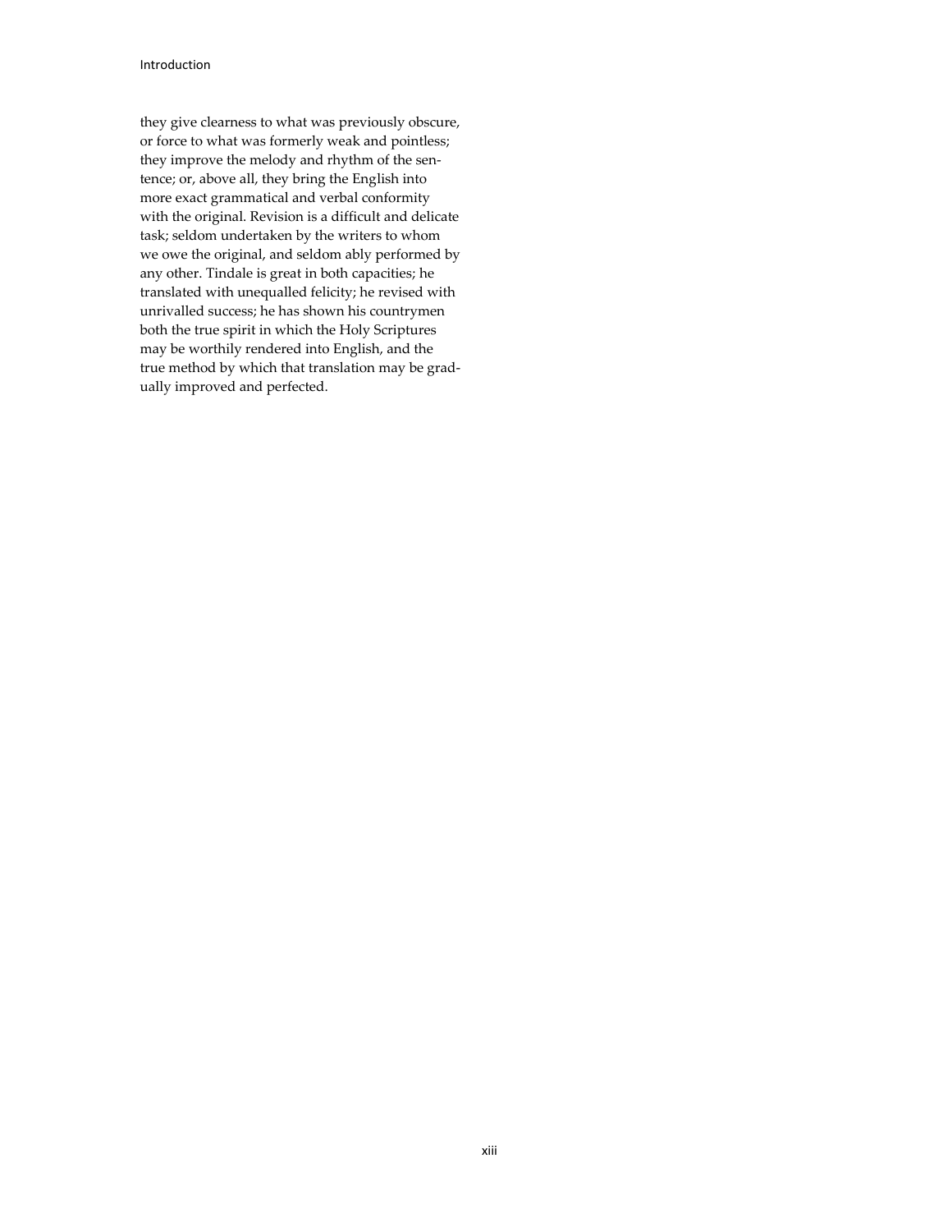they give clearness to what was previously obscure, or force to what was formerly weak and pointless; they improve the melody and rhythm of the sentence; or, above all, they bring the English into more exact grammatical and verbal conformity with the original. Revision is a difficult and delicate task; seldom undertaken by the writers to whom we owe the original, and seldom ably performed by any other. Tindale is great in both capacities; he translated with unequalled felicity; he revised with unrivalled success; he has shown his countrymen both the true spirit in which the Holy Scriptures may be worthily rendered into English, and the true method by which that translation may be gradually improved and perfected.